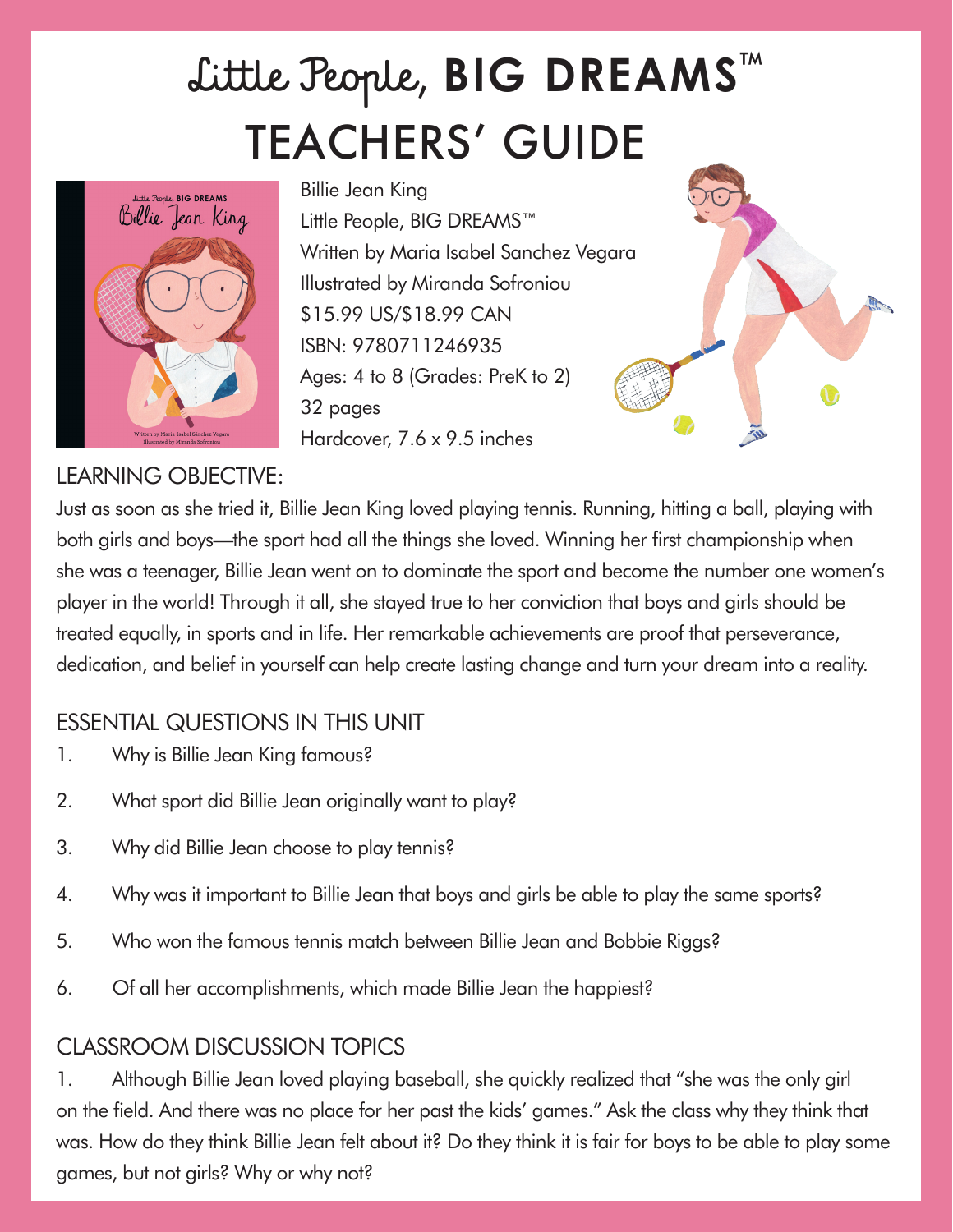# Little People, BIG DREAMS™
# TEACHERS' GUIDE

Billie Jean King
Little People, BIG DREAMS™
Written by Maria Isabel Sanchez Vegara
Illustrated by Miranda Sofroniou
$15.99 US/$18.99 CAN
ISBN: 9780711246935
Ages: 4 to 8 (Grades: PreK to 2)
32 pages
Hardcover, 7.6 x 9.5 inches

## LEARNING OBJECTIVE:

Just as soon as she tried it, Billie Jean King loved playing tennis. Running, hitting a ball, playing with both girls and boys—the sport had all the things she loved. Winning her first championship when she was a teenager, Billie Jean went on to dominate the sport and become the number one women's player in the world! Through it all, she stayed true to her conviction that boys and girls should be treated equally, in sports and in life. Her remarkable achievements are proof that perseverance, dedication, and belief in yourself can help create lasting change and turn your dream into a reality.

## ESSENTIAL QUESTIONS IN THIS UNIT

1. Why is Billie Jean King famous?
2. What sport did Billie Jean originally want to play?
3. Why did Billie Jean choose to play tennis?
4. Why was it important to Billie Jean that boys and girls be able to play the same sports?
5. Who won the famous tennis match between Billie Jean and Bobbie Riggs?
6. Of all her accomplishments, which made Billie Jean the happiest?

## CLASSROOM DISCUSSION TOPICS

1. Although Billie Jean loved playing baseball, she quickly realized that "she was the only girl on the field. And there was no place for her past the kids' games." Ask the class why they think that was. How do they think Billie Jean felt about it? Do they think it is fair for boys to be able to play some games, but not girls? Why or why not?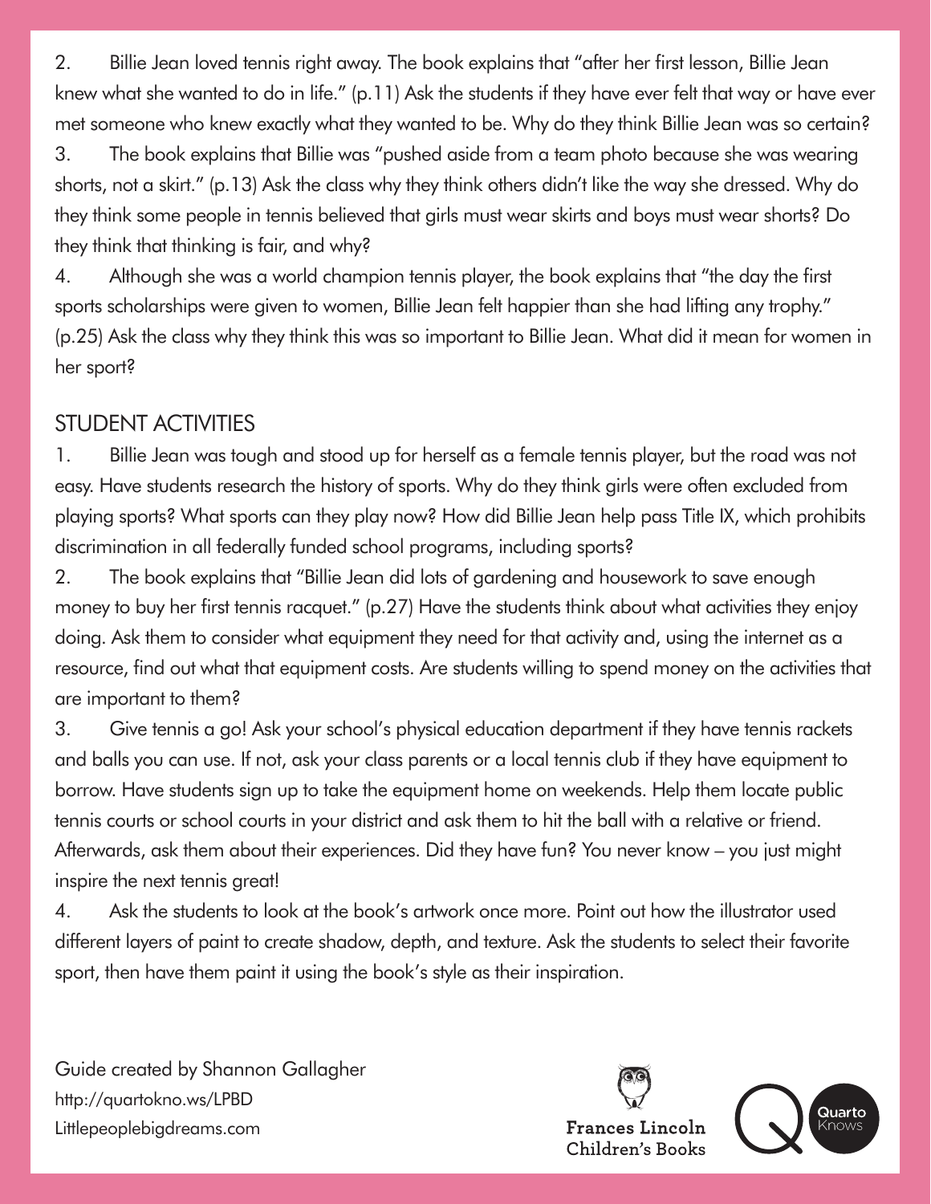2. Billie Jean loved tennis right away. The book explains that "after her first lesson, Billie Jean knew what she wanted to do in life." (p.11) Ask the students if they have ever felt that way or have ever met someone who knew exactly what they wanted to be. Why do they think Billie Jean was so certain?

3. The book explains that Billie was "pushed aside from a team photo because she was wearing shorts, not a skirt." (p.13) Ask the class why they think others didn't like the way she dressed. Why do they think some people in tennis believed that girls must wear skirts and boys must wear shorts? Do they think that thinking is fair, and why?

4. Although she was a world champion tennis player, the book explains that "the day the first sports scholarships were given to women, Billie Jean felt happier than she had lifting any trophy." (p.25) Ask the class why they think this was so important to Billie Jean. What did it mean for women in her sport?

## STUDENT ACTIVITIES

1. Billie Jean was tough and stood up for herself as a female tennis player, but the road was not easy. Have students research the history of sports. Why do they think girls were often excluded from playing sports? What sports can they play now? How did Billie Jean help pass Title IX, which prohibits discrimination in all federally funded school programs, including sports?

2. The book explains that "Billie Jean did lots of gardening and housework to save enough money to buy her first tennis racquet." (p.27) Have the students think about what activities they enjoy doing. Ask them to consider what equipment they need for that activity and, using the internet as a resource, find out what that equipment costs. Are students willing to spend money on the activities that are important to them?

3. Give tennis a go! Ask your school's physical education department if they have tennis rackets and balls you can use. If not, ask your class parents or a local tennis club if they have equipment to borrow. Have students sign up to take the equipment home on weekends. Help them locate public tennis courts or school courts in your district and ask them to hit the ball with a relative or friend. Afterwards, ask them about their experiences. Did they have fun? You never know – you just might inspire the next tennis great!

4. Ask the students to look at the book's artwork once more. Point out how the illustrator used different layers of paint to create shadow, depth, and texture. Ask the students to select their favorite sport, then have them paint it using the book's style as their inspiration.

Guide created by Shannon Gallagher
http://quartokno.ws/LPBD
Littlepeoplebigdreams.com

Frances Lincoln Children's Books

Quarto Knows